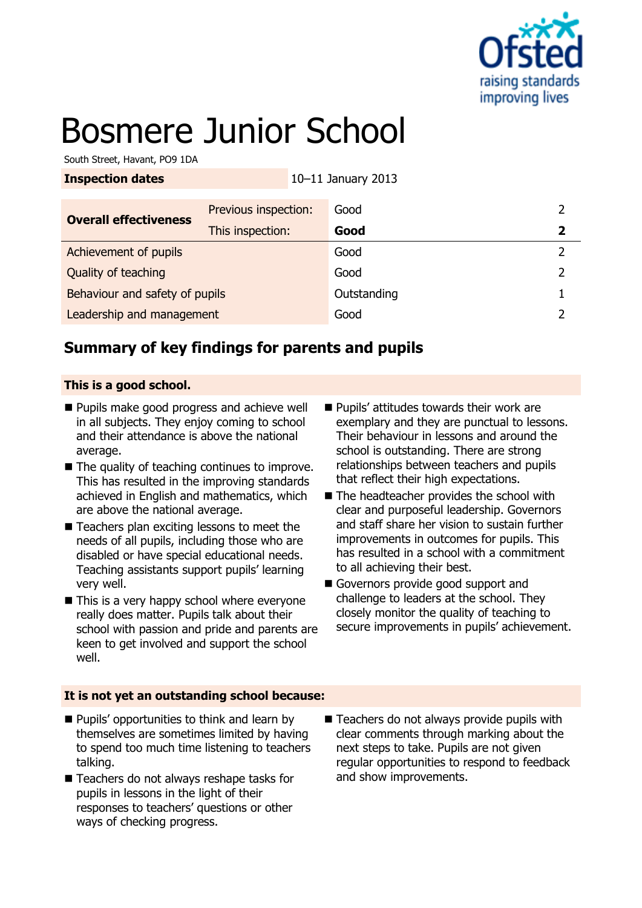# Bosmere Junior School

South Street, Havant, PO9 1DA

| **Inspection dates** | 10–11 January 2013 |
|---|---|

| **Overall effectiveness** | Previous inspection: | Good | 2 |
|---|---|---|---|
| | This inspection: | **Good** | **2** |
| Achievement of pupils | | Good | 2 |
| Quality of teaching | | Good | 2 |
| Behaviour and safety of pupils | | Outstanding | 1 |
| Leadership and management | | Good | 2 |

## Summary of key findings for parents and pupils

**This is a good school.**

- Pupils make good progress and achieve well in all subjects. They enjoy coming to school and their attendance is above the national average.
- The quality of teaching continues to improve. This has resulted in the improving standards achieved in English and mathematics, which are above the national average.
- Teachers plan exciting lessons to meet the needs of all pupils, including those who are disabled or have special educational needs. Teaching assistants support pupils' learning very well.
- This is a very happy school where everyone really does matter. Pupils talk about their school with passion and pride and parents are keen to get involved and support the school well.
- Pupils' attitudes towards their work are exemplary and they are punctual to lessons. Their behaviour in lessons and around the school is outstanding. There are strong relationships between teachers and pupils that reflect their high expectations.
- The headteacher provides the school with clear and purposeful leadership. Governors and staff share her vision to sustain further improvements in outcomes for pupils. This has resulted in a school with a commitment to all achieving their best.
- Governors provide good support and challenge to leaders at the school. They closely monitor the quality of teaching to secure improvements in pupils' achievement.

**It is not yet an outstanding school because:**

- Pupils' opportunities to think and learn by themselves are sometimes limited by having to spend too much time listening to teachers talking.
- Teachers do not always reshape tasks for pupils in lessons in the light of their responses to teachers' questions or other ways of checking progress.
- Teachers do not always provide pupils with clear comments through marking about the next steps to take. Pupils are not given regular opportunities to respond to feedback and show improvements.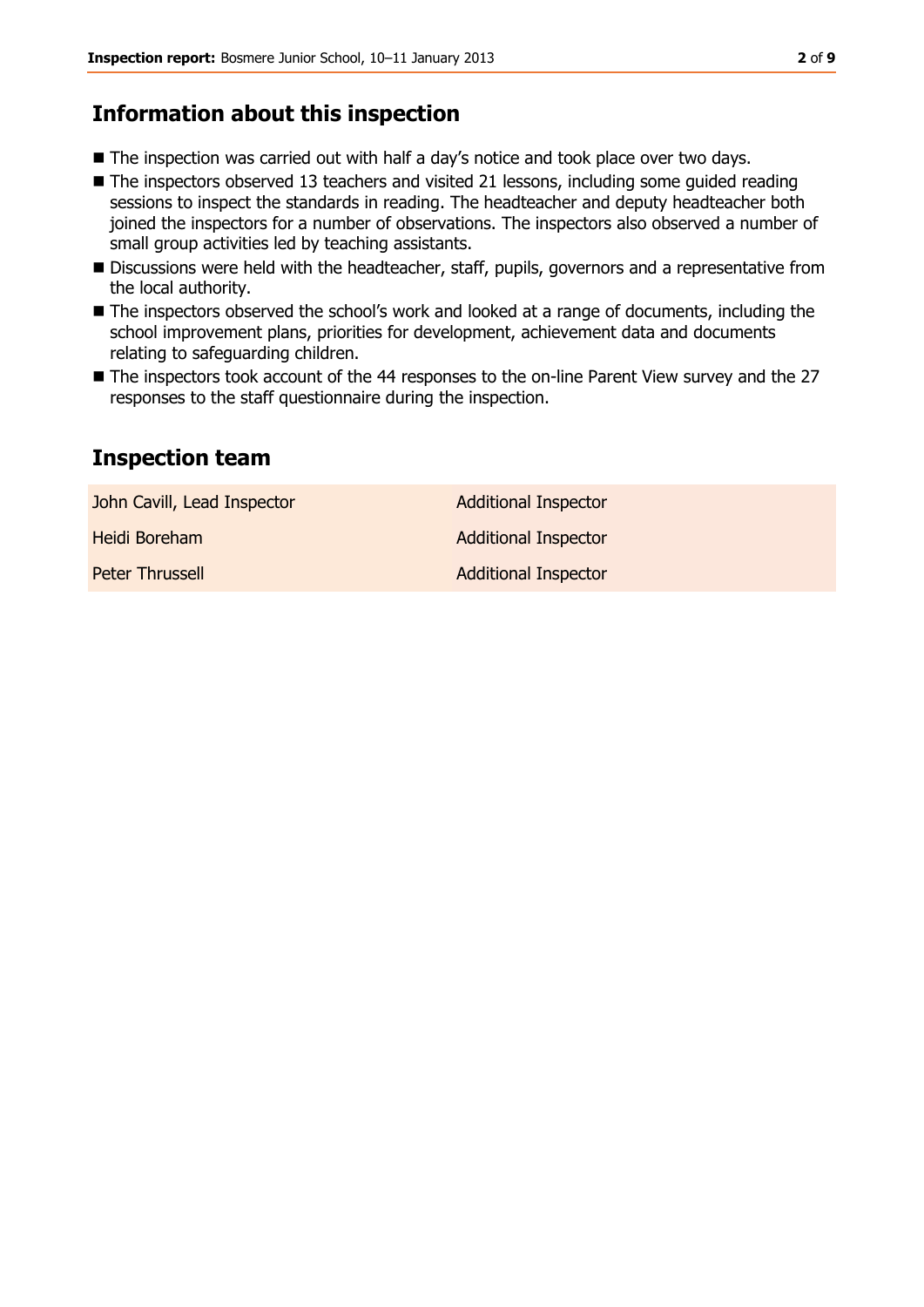## Information about this inspection

- The inspection was carried out with half a day's notice and took place over two days.
- The inspectors observed 13 teachers and visited 21 lessons, including some guided reading sessions to inspect the standards in reading. The headteacher and deputy headteacher both joined the inspectors for a number of observations. The inspectors also observed a number of small group activities led by teaching assistants.
- Discussions were held with the headteacher, staff, pupils, governors and a representative from the local authority.
- The inspectors observed the school's work and looked at a range of documents, including the school improvement plans, priorities for development, achievement data and documents relating to safeguarding children.
- The inspectors took account of the 44 responses to the on-line Parent View survey and the 27 responses to the staff questionnaire during the inspection.

## Inspection team

| | |
|---|---|
| John Cavill, Lead Inspector | Additional Inspector |
| Heidi Boreham | Additional Inspector |
| Peter Thrussell | Additional Inspector |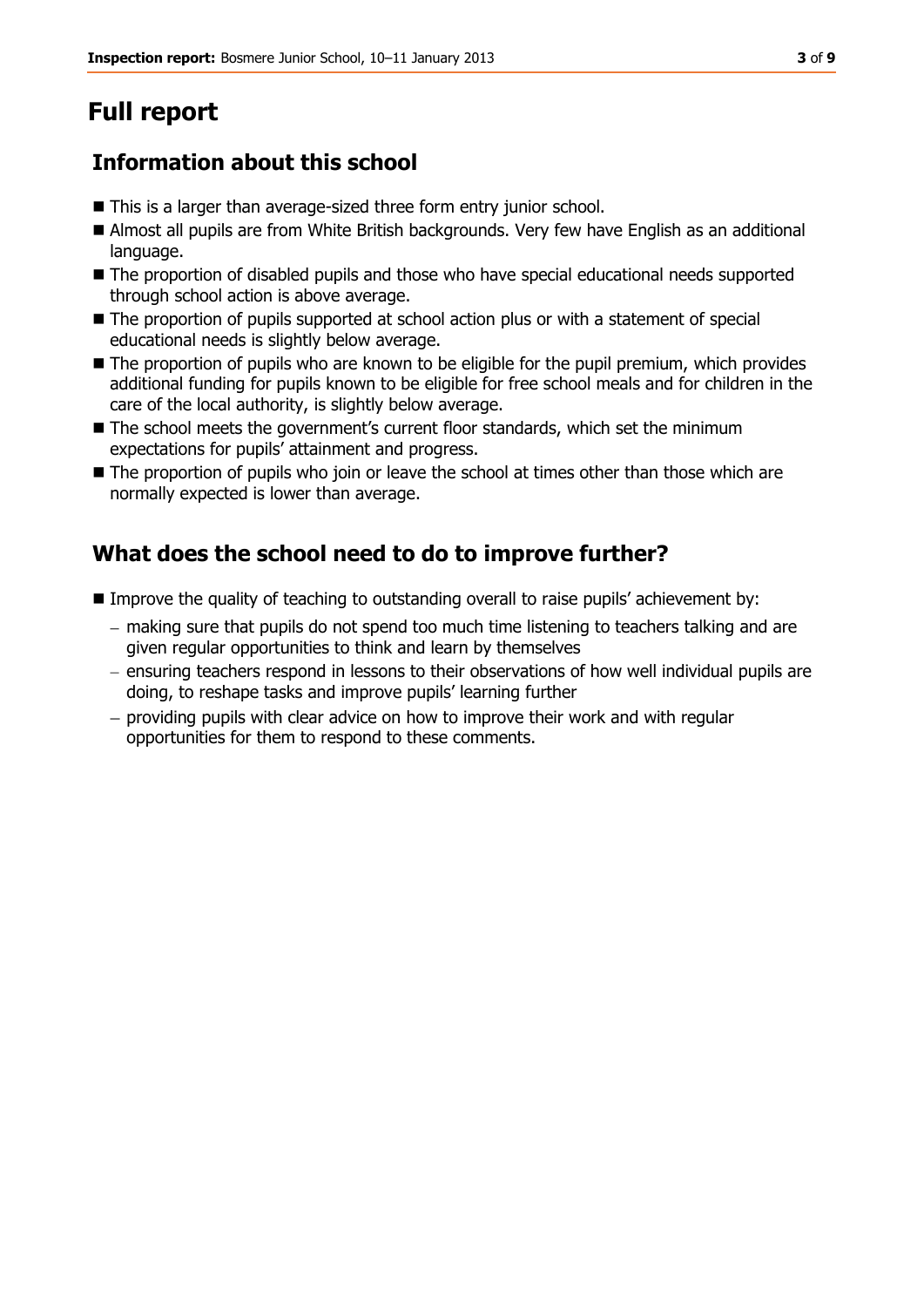# Full report

## Information about this school

- This is a larger than average-sized three form entry junior school.
- Almost all pupils are from White British backgrounds. Very few have English as an additional language.
- The proportion of disabled pupils and those who have special educational needs supported through school action is above average.
- The proportion of pupils supported at school action plus or with a statement of special educational needs is slightly below average.
- The proportion of pupils who are known to be eligible for the pupil premium, which provides additional funding for pupils known to be eligible for free school meals and for children in the care of the local authority, is slightly below average.
- The school meets the government's current floor standards, which set the minimum expectations for pupils' attainment and progress.
- The proportion of pupils who join or leave the school at times other than those which are normally expected is lower than average.

## What does the school need to do to improve further?

- Improve the quality of teaching to outstanding overall to raise pupils' achievement by:
  - making sure that pupils do not spend too much time listening to teachers talking and are given regular opportunities to think and learn by themselves
  - ensuring teachers respond in lessons to their observations of how well individual pupils are doing, to reshape tasks and improve pupils' learning further
  - providing pupils with clear advice on how to improve their work and with regular opportunities for them to respond to these comments.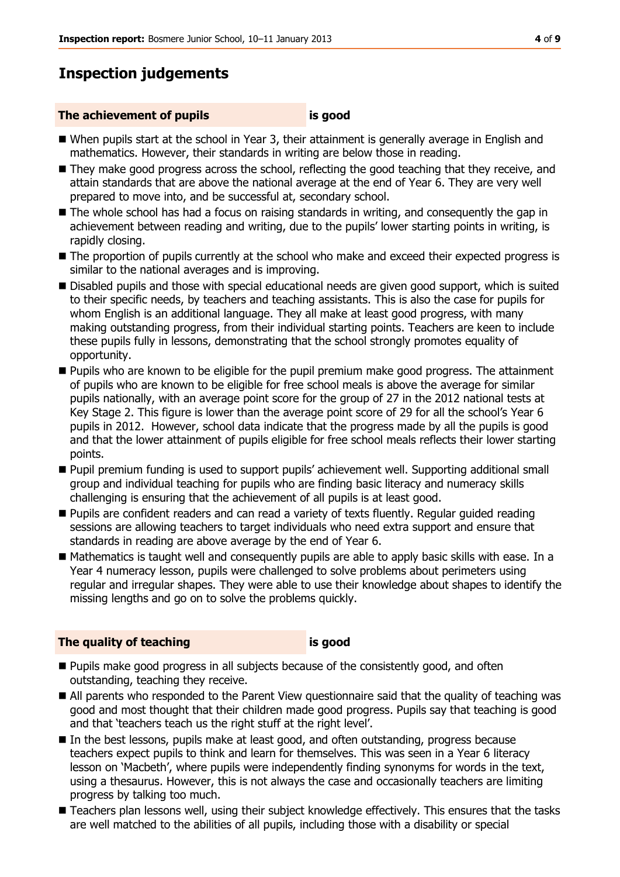## Inspection judgements

**The achievement of pupils** **is good**

- When pupils start at the school in Year 3, their attainment is generally average in English and mathematics. However, their standards in writing are below those in reading.
- They make good progress across the school, reflecting the good teaching that they receive, and attain standards that are above the national average at the end of Year 6. They are very well prepared to move into, and be successful at, secondary school.
- The whole school has had a focus on raising standards in writing, and consequently the gap in achievement between reading and writing, due to the pupils' lower starting points in writing, is rapidly closing.
- The proportion of pupils currently at the school who make and exceed their expected progress is similar to the national averages and is improving.
- Disabled pupils and those with special educational needs are given good support, which is suited to their specific needs, by teachers and teaching assistants. This is also the case for pupils for whom English is an additional language. They all make at least good progress, with many making outstanding progress, from their individual starting points. Teachers are keen to include these pupils fully in lessons, demonstrating that the school strongly promotes equality of opportunity.
- Pupils who are known to be eligible for the pupil premium make good progress. The attainment of pupils who are known to be eligible for free school meals is above the average for similar pupils nationally, with an average point score for the group of 27 in the 2012 national tests at Key Stage 2. This figure is lower than the average point score of 29 for all the school's Year 6 pupils in 2012. However, school data indicate that the progress made by all the pupils is good and that the lower attainment of pupils eligible for free school meals reflects their lower starting points.
- Pupil premium funding is used to support pupils' achievement well. Supporting additional small group and individual teaching for pupils who are finding basic literacy and numeracy skills challenging is ensuring that the achievement of all pupils is at least good.
- Pupils are confident readers and can read a variety of texts fluently. Regular guided reading sessions are allowing teachers to target individuals who need extra support and ensure that standards in reading are above average by the end of Year 6.
- Mathematics is taught well and consequently pupils are able to apply basic skills with ease. In a Year 4 numeracy lesson, pupils were challenged to solve problems about perimeters using regular and irregular shapes. They were able to use their knowledge about shapes to identify the missing lengths and go on to solve the problems quickly.

**The quality of teaching** **is good**

- Pupils make good progress in all subjects because of the consistently good, and often outstanding, teaching they receive.
- All parents who responded to the Parent View questionnaire said that the quality of teaching was good and most thought that their children made good progress. Pupils say that teaching is good and that 'teachers teach us the right stuff at the right level'.
- In the best lessons, pupils make at least good, and often outstanding, progress because teachers expect pupils to think and learn for themselves. This was seen in a Year 6 literacy lesson on 'Macbeth', where pupils were independently finding synonyms for words in the text, using a thesaurus. However, this is not always the case and occasionally teachers are limiting progress by talking too much.
- Teachers plan lessons well, using their subject knowledge effectively. This ensures that the tasks are well matched to the abilities of all pupils, including those with a disability or special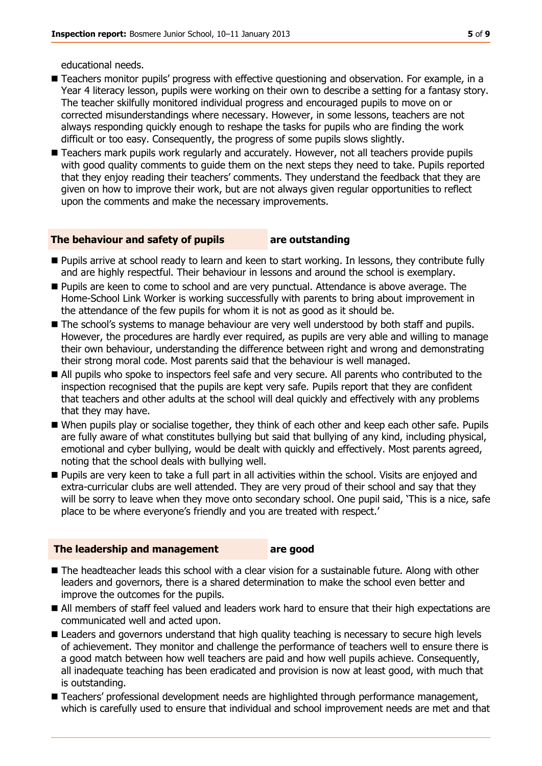educational needs.

- Teachers monitor pupils' progress with effective questioning and observation. For example, in a Year 4 literacy lesson, pupils were working on their own to describe a setting for a fantasy story. The teacher skilfully monitored individual progress and encouraged pupils to move on or corrected misunderstandings where necessary. However, in some lessons, teachers are not always responding quickly enough to reshape the tasks for pupils who are finding the work difficult or too easy. Consequently, the progress of some pupils slows slightly.
- Teachers mark pupils work regularly and accurately. However, not all teachers provide pupils with good quality comments to guide them on the next steps they need to take. Pupils reported that they enjoy reading their teachers' comments. They understand the feedback that they are given on how to improve their work, but are not always given regular opportunities to reflect upon the comments and make the necessary improvements.

## The behaviour and safety of pupils **are outstanding**

- Pupils arrive at school ready to learn and keen to start working. In lessons, they contribute fully and are highly respectful. Their behaviour in lessons and around the school is exemplary.
- Pupils are keen to come to school and are very punctual. Attendance is above average. The Home-School Link Worker is working successfully with parents to bring about improvement in the attendance of the few pupils for whom it is not as good as it should be.
- The school's systems to manage behaviour are very well understood by both staff and pupils. However, the procedures are hardly ever required, as pupils are very able and willing to manage their own behaviour, understanding the difference between right and wrong and demonstrating their strong moral code. Most parents said that the behaviour is well managed.
- All pupils who spoke to inspectors feel safe and very secure. All parents who contributed to the inspection recognised that the pupils are kept very safe. Pupils report that they are confident that teachers and other adults at the school will deal quickly and effectively with any problems that they may have.
- When pupils play or socialise together, they think of each other and keep each other safe. Pupils are fully aware of what constitutes bullying but said that bullying of any kind, including physical, emotional and cyber bullying, would be dealt with quickly and effectively. Most parents agreed, noting that the school deals with bullying well.
- Pupils are very keen to take a full part in all activities within the school. Visits are enjoyed and extra-curricular clubs are well attended. They are very proud of their school and say that they will be sorry to leave when they move onto secondary school. One pupil said, 'This is a nice, safe place to be where everyone's friendly and you are treated with respect.'

## The leadership and management **are good**

- The headteacher leads this school with a clear vision for a sustainable future. Along with other leaders and governors, there is a shared determination to make the school even better and improve the outcomes for the pupils.
- All members of staff feel valued and leaders work hard to ensure that their high expectations are communicated well and acted upon.
- Leaders and governors understand that high quality teaching is necessary to secure high levels of achievement. They monitor and challenge the performance of teachers well to ensure there is a good match between how well teachers are paid and how well pupils achieve. Consequently, all inadequate teaching has been eradicated and provision is now at least good, with much that is outstanding.
- Teachers' professional development needs are highlighted through performance management, which is carefully used to ensure that individual and school improvement needs are met and that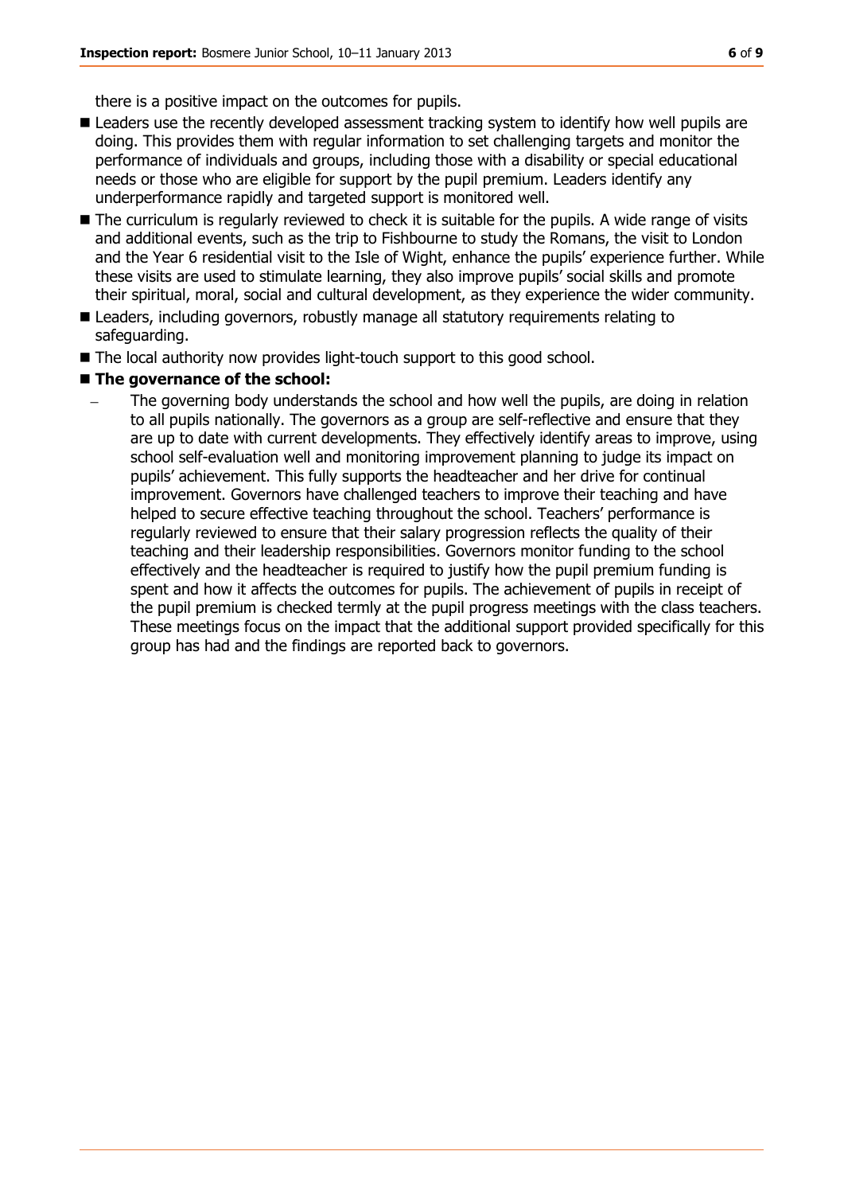there is a positive impact on the outcomes for pupils.

- Leaders use the recently developed assessment tracking system to identify how well pupils are doing. This provides them with regular information to set challenging targets and monitor the performance of individuals and groups, including those with a disability or special educational needs or those who are eligible for support by the pupil premium. Leaders identify any underperformance rapidly and targeted support is monitored well.
- The curriculum is regularly reviewed to check it is suitable for the pupils. A wide range of visits and additional events, such as the trip to Fishbourne to study the Romans, the visit to London and the Year 6 residential visit to the Isle of Wight, enhance the pupils' experience further. While these visits are used to stimulate learning, they also improve pupils' social skills and promote their spiritual, moral, social and cultural development, as they experience the wider community.
- Leaders, including governors, robustly manage all statutory requirements relating to safeguarding.
- The local authority now provides light-touch support to this good school.
- **The governance of the school:**
  - The governing body understands the school and how well the pupils, are doing in relation to all pupils nationally. The governors as a group are self-reflective and ensure that they are up to date with current developments. They effectively identify areas to improve, using school self-evaluation well and monitoring improvement planning to judge its impact on pupils' achievement. This fully supports the headteacher and her drive for continual improvement. Governors have challenged teachers to improve their teaching and have helped to secure effective teaching throughout the school. Teachers' performance is regularly reviewed to ensure that their salary progression reflects the quality of their teaching and their leadership responsibilities. Governors monitor funding to the school effectively and the headteacher is required to justify how the pupil premium funding is spent and how it affects the outcomes for pupils. The achievement of pupils in receipt of the pupil premium is checked termly at the pupil progress meetings with the class teachers. These meetings focus on the impact that the additional support provided specifically for this group has had and the findings are reported back to governors.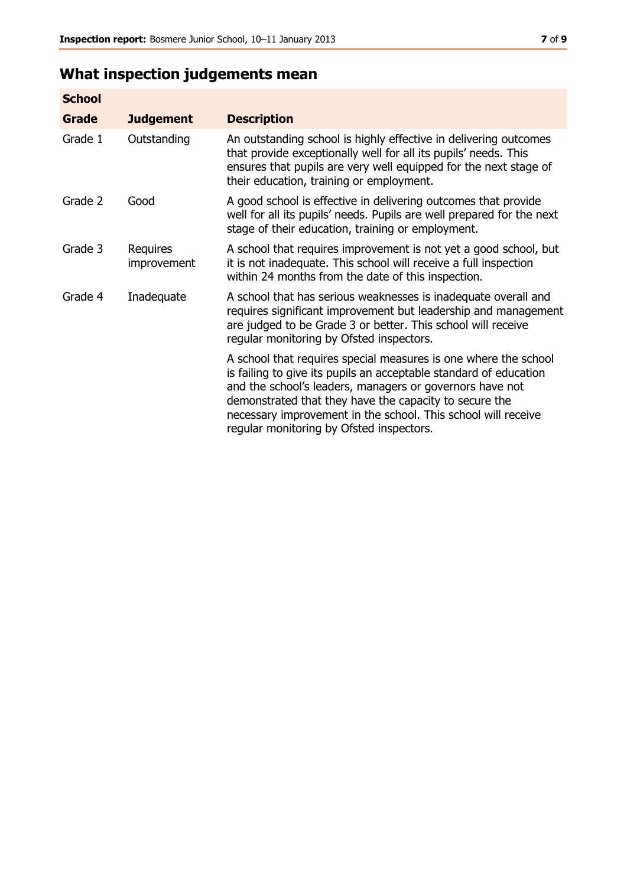## What inspection judgements mean

| School Grade | Judgement | Description |
| --- | --- | --- |
| Grade 1 | Outstanding | An outstanding school is highly effective in delivering outcomes that provide exceptionally well for all its pupils' needs. This ensures that pupils are very well equipped for the next stage of their education, training or employment. |
| Grade 2 | Good | A good school is effective in delivering outcomes that provide well for all its pupils' needs. Pupils are well prepared for the next stage of their education, training or employment. |
| Grade 3 | Requires improvement | A school that requires improvement is not yet a good school, but it is not inadequate. This school will receive a full inspection within 24 months from the date of this inspection. |
| Grade 4 | Inadequate | A school that has serious weaknesses is inadequate overall and requires significant improvement but leadership and management are judged to be Grade 3 or better. This school will receive regular monitoring by Ofsted inspectors. |
| | | A school that requires special measures is one where the school is failing to give its pupils an acceptable standard of education and the school's leaders, managers or governors have not demonstrated that they have the capacity to secure the necessary improvement in the school. This school will receive regular monitoring by Ofsted inspectors. |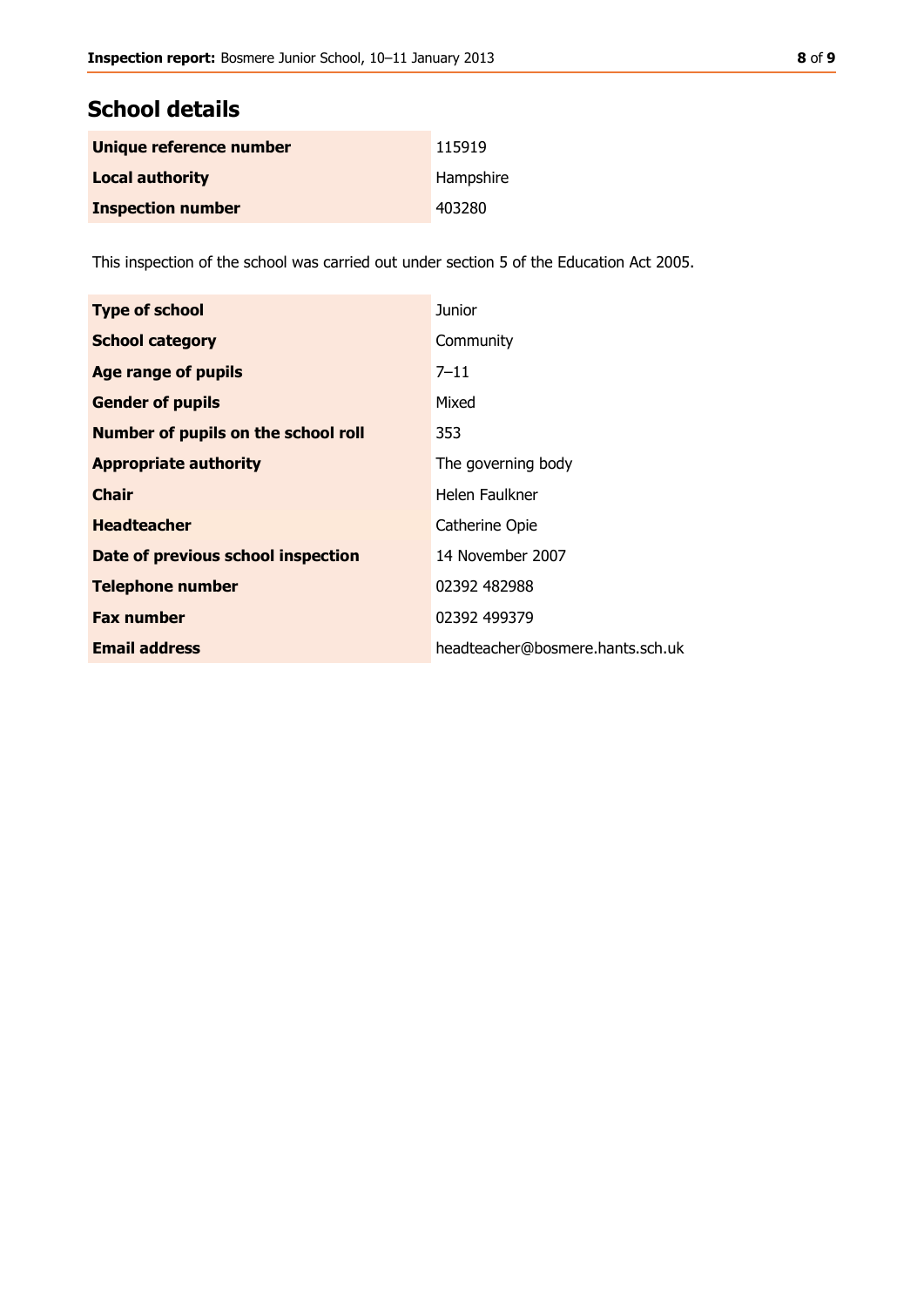## School details

| | |
|---|---|
| **Unique reference number** | 115919 |
| **Local authority** | Hampshire |
| **Inspection number** | 403280 |

This inspection of the school was carried out under section 5 of the Education Act 2005.

| | |
|---|---|
| **Type of school** | Junior |
| **School category** | Community |
| **Age range of pupils** | 7–11 |
| **Gender of pupils** | Mixed |
| **Number of pupils on the school roll** | 353 |
| **Appropriate authority** | The governing body |
| **Chair** | Helen Faulkner |
| **Headteacher** | Catherine Opie |
| **Date of previous school inspection** | 14 November 2007 |
| **Telephone number** | 02392 482988 |
| **Fax number** | 02392 499379 |
| **Email address** | headteacher@bosmere.hants.sch.uk |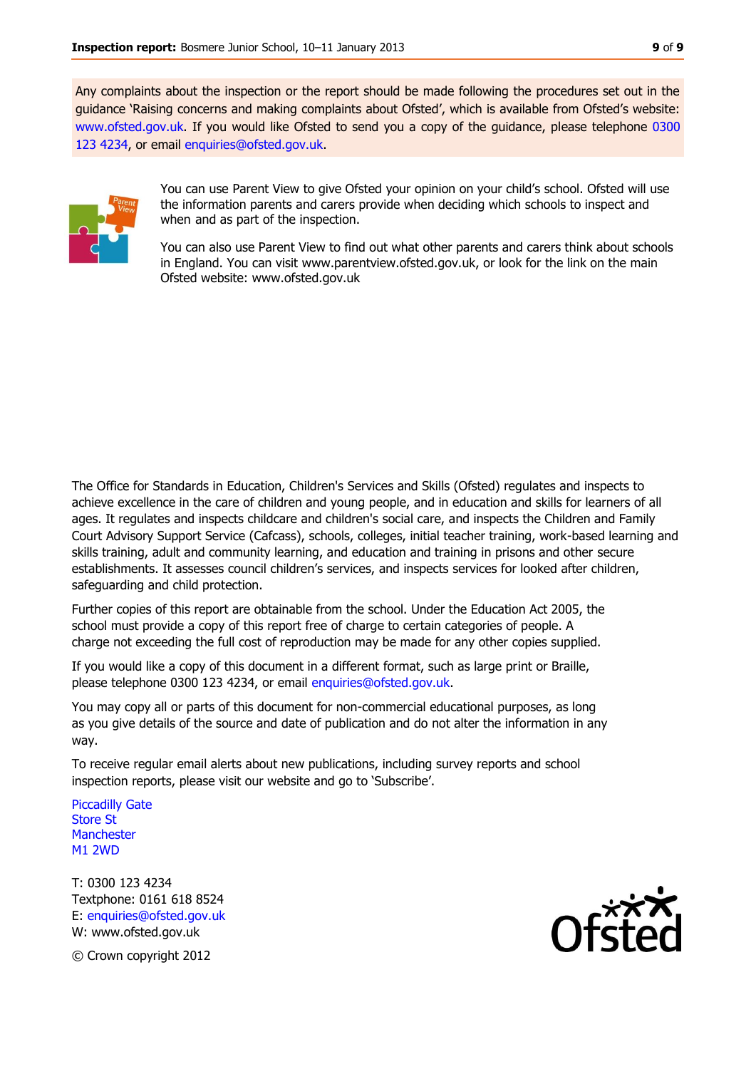Any complaints about the inspection or the report should be made following the procedures set out in the guidance 'Raising concerns and making complaints about Ofsted', which is available from Ofsted's website: www.ofsted.gov.uk. If you would like Ofsted to send you a copy of the guidance, please telephone 0300 123 4234, or email enquiries@ofsted.gov.uk.

You can use Parent View to give Ofsted your opinion on your child's school. Ofsted will use the information parents and carers provide when deciding which schools to inspect and when and as part of the inspection.

You can also use Parent View to find out what other parents and carers think about schools in England. You can visit www.parentview.ofsted.gov.uk, or look for the link on the main Ofsted website: www.ofsted.gov.uk

The Office for Standards in Education, Children's Services and Skills (Ofsted) regulates and inspects to achieve excellence in the care of children and young people, and in education and skills for learners of all ages. It regulates and inspects childcare and children's social care, and inspects the Children and Family Court Advisory Support Service (Cafcass), schools, colleges, initial teacher training, work-based learning and skills training, adult and community learning, and education and training in prisons and other secure establishments. It assesses council children's services, and inspects services for looked after children, safeguarding and child protection.

Further copies of this report are obtainable from the school. Under the Education Act 2005, the school must provide a copy of this report free of charge to certain categories of people. A charge not exceeding the full cost of reproduction may be made for any other copies supplied.

If you would like a copy of this document in a different format, such as large print or Braille, please telephone 0300 123 4234, or email enquiries@ofsted.gov.uk.

You may copy all or parts of this document for non-commercial educational purposes, as long as you give details of the source and date of publication and do not alter the information in any way.

To receive regular email alerts about new publications, including survey reports and school inspection reports, please visit our website and go to 'Subscribe'.

Piccadilly Gate
Store St
Manchester
M1 2WD

T: 0300 123 4234
Textphone: 0161 618 8524
E: enquiries@ofsted.gov.uk
W: www.ofsted.gov.uk

© Crown copyright 2012